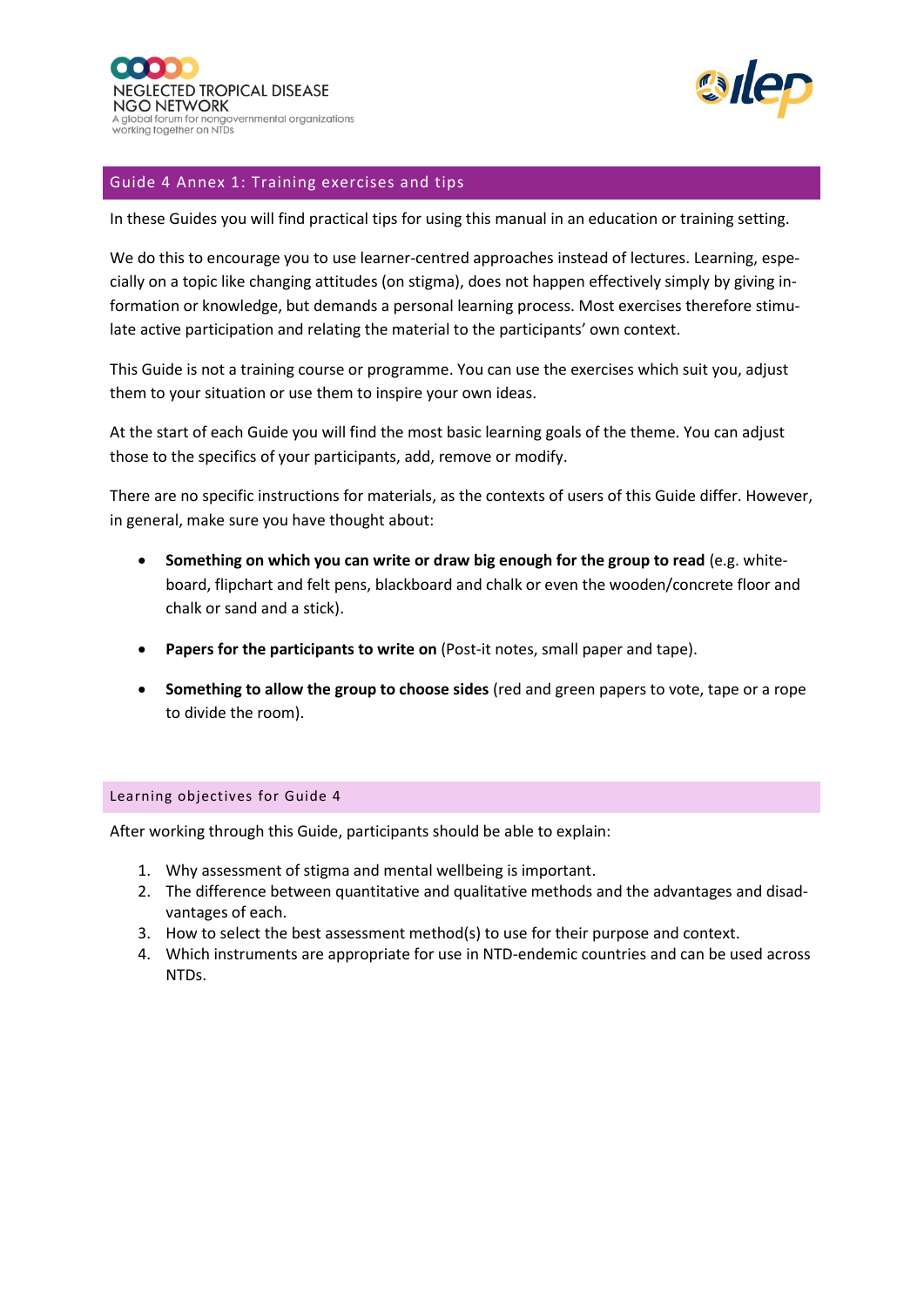## Guide 4 Annex 1: Training exercises and tips

In these Guides you will find practical tips for using this manual in an education or training setting.

We do this to encourage you to use learner-centred approaches instead of lectures. Learning, especially on a topic like changing attitudes (on stigma), does not happen effectively simply by giving information or knowledge, but demands a personal learning process. Most exercises therefore stimulate active participation and relating the material to the participants' own context.

This Guide is not a training course or programme. You can use the exercises which suit you, adjust them to your situation or use them to inspire your own ideas.

At the start of each Guide you will find the most basic learning goals of the theme. You can adjust those to the specifics of your participants, add, remove or modify.

There are no specific instructions for materials, as the contexts of users of this Guide differ. However, in general, make sure you have thought about:

- **Something on which you can write or draw big enough for the group to read** (e.g. whiteboard, flipchart and felt pens, blackboard and chalk or even the wooden/concrete floor and chalk or sand and a stick).
- **Papers for the participants to write on** (Post-it notes, small paper and tape).
- **Something to allow the group to choose sides** (red and green papers to vote, tape or a rope to divide the room).

### Learning objectives for Guide 4

After working through this Guide, participants should be able to explain:

1. Why assessment of stigma and mental wellbeing is important.
2. The difference between quantitative and qualitative methods and the advantages and disadvantages of each.
3. How to select the best assessment method(s) to use for their purpose and context.
4. Which instruments are appropriate for use in NTD-endemic countries and can be used across NTDs.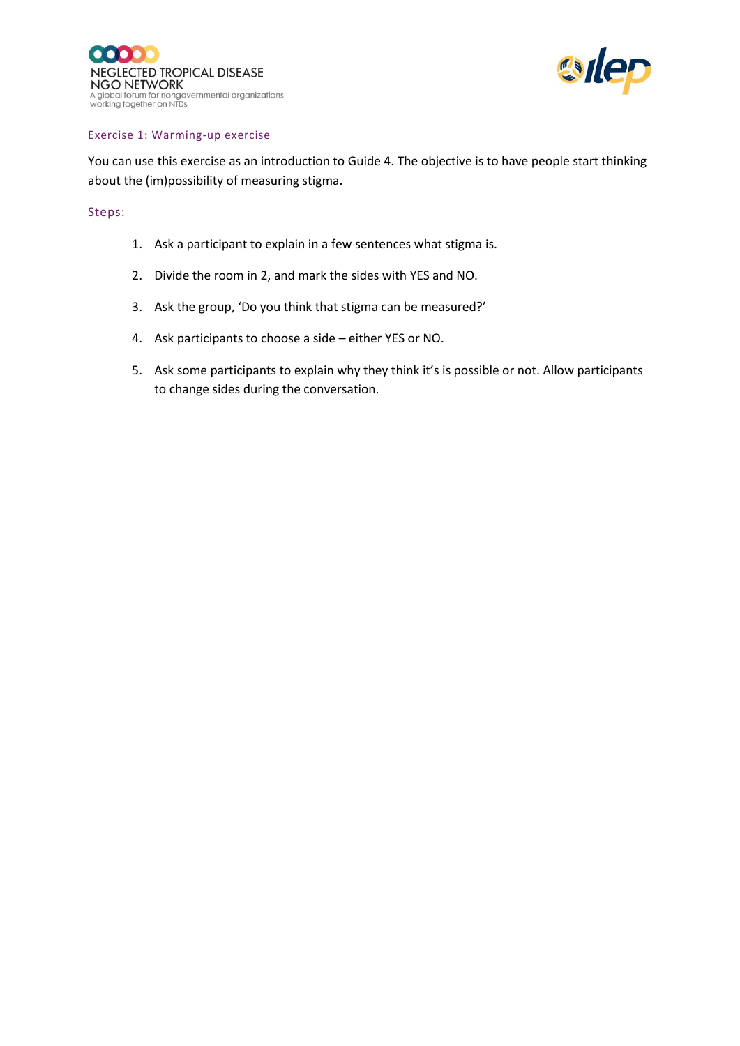## Exercise 1: Warming-up exercise

You can use this exercise as an introduction to Guide 4. The objective is to have people start thinking about the (im)possibility of measuring stigma.

### Steps:

1. Ask a participant to explain in a few sentences what stigma is.
2. Divide the room in 2, and mark the sides with YES and NO.
3. Ask the group, 'Do you think that stigma can be measured?'
4. Ask participants to choose a side – either YES or NO.
5. Ask some participants to explain why they think it's is possible or not. Allow participants to change sides during the conversation.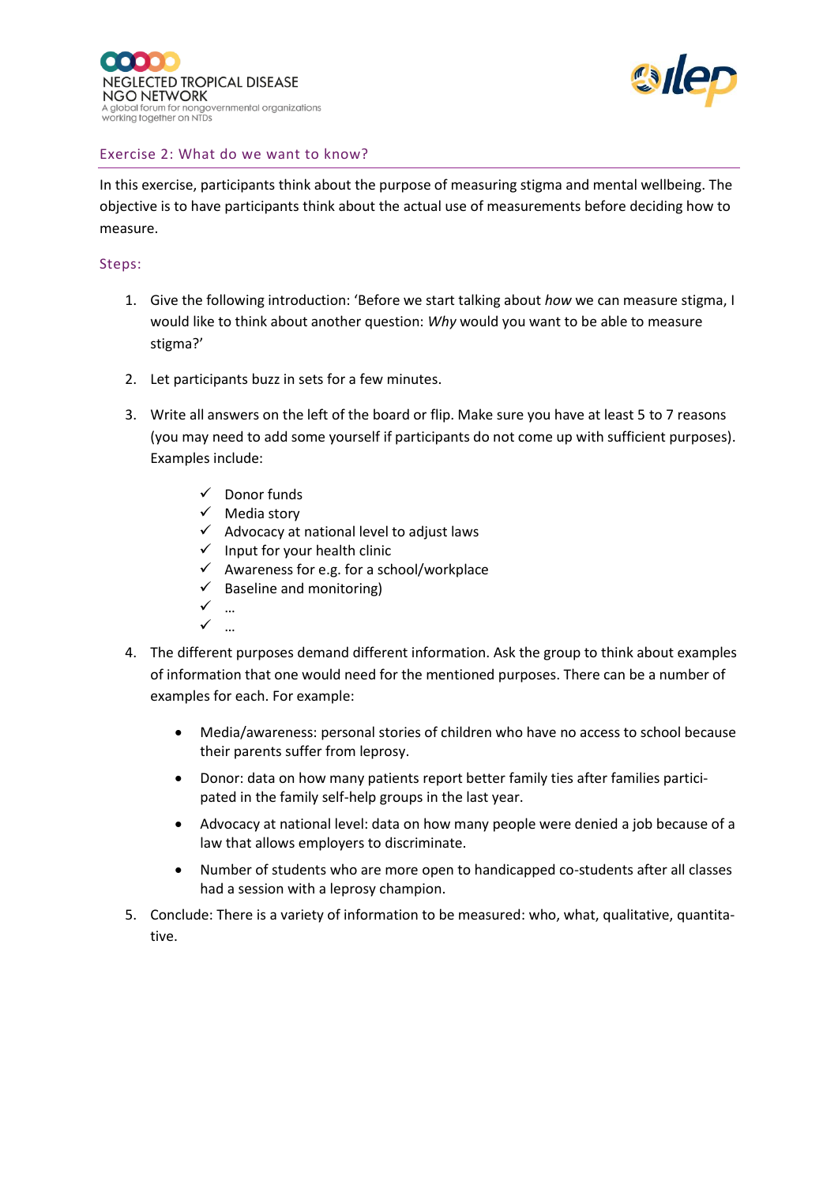## Exercise 2: What do we want to know?

In this exercise, participants think about the purpose of measuring stigma and mental wellbeing. The objective is to have participants think about the actual use of measurements before deciding how to measure.

### Steps:

1. Give the following introduction: 'Before we start talking about *how* we can measure stigma, I would like to think about another question: *Why* would you want to be able to measure stigma?'

2. Let participants buzz in sets for a few minutes.

3. Write all answers on the left of the board or flip. Make sure you have at least 5 to 7 reasons (you may need to add some yourself if participants do not come up with sufficient purposes). Examples include:

   - ✓ Donor funds
   - ✓ Media story
   - ✓ Advocacy at national level to adjust laws
   - ✓ Input for your health clinic
   - ✓ Awareness for e.g. for a school/workplace
   - ✓ Baseline and monitoring)
   - ✓ …
   - ✓ …

4. The different purposes demand different information. Ask the group to think about examples of information that one would need for the mentioned purposes. There can be a number of examples for each. For example:

   - Media/awareness: personal stories of children who have no access to school because their parents suffer from leprosy.
   - Donor: data on how many patients report better family ties after families participated in the family self-help groups in the last year.
   - Advocacy at national level: data on how many people were denied a job because of a law that allows employers to discriminate.
   - Number of students who are more open to handicapped co-students after all classes had a session with a leprosy champion.

5. Conclude: There is a variety of information to be measured: who, what, qualitative, quantitative.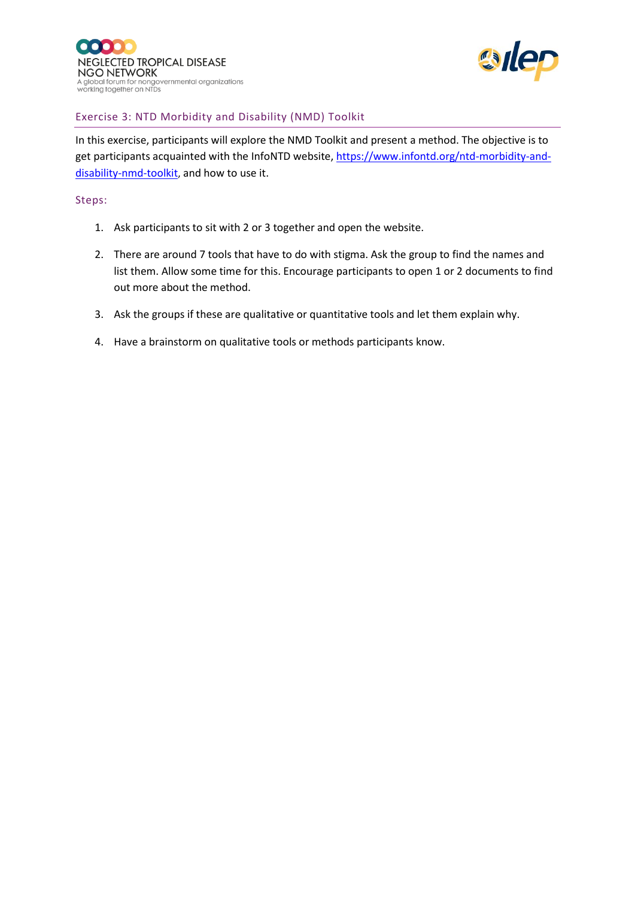## Exercise 3: NTD Morbidity and Disability (NMD) Toolkit

In this exercise, participants will explore the NMD Toolkit and present a method. The objective is to get participants acquainted with the InfoNTD website, [https://www.infontd.org/ntd-morbidity-and-disability-nmd-toolkit](https://www.infontd.org/ntd-morbidity-and-disability-nmd-toolkit), and how to use it.

### Steps:

1. Ask participants to sit with 2 or 3 together and open the website.
2. There are around 7 tools that have to do with stigma. Ask the group to find the names and list them. Allow some time for this. Encourage participants to open 1 or 2 documents to find out more about the method.
3. Ask the groups if these are qualitative or quantitative tools and let them explain why.
4. Have a brainstorm on qualitative tools or methods participants know.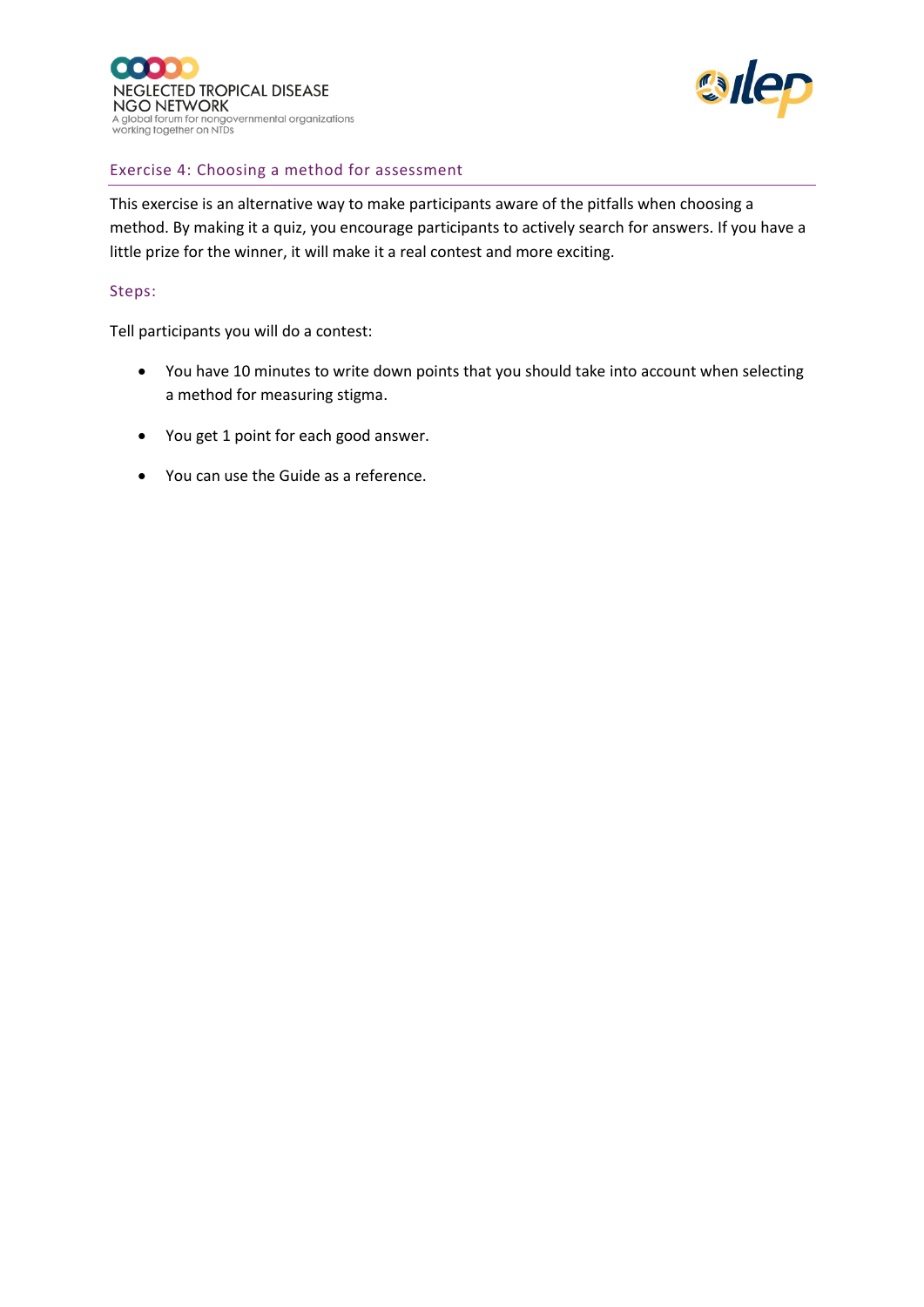## Exercise 4: Choosing a method for assessment

This exercise is an alternative way to make participants aware of the pitfalls when choosing a method. By making it a quiz, you encourage participants to actively search for answers. If you have a little prize for the winner, it will make it a real contest and more exciting.

### Steps:

Tell participants you will do a contest:

- You have 10 minutes to write down points that you should take into account when selecting a method for measuring stigma.
- You get 1 point for each good answer.
- You can use the Guide as a reference.